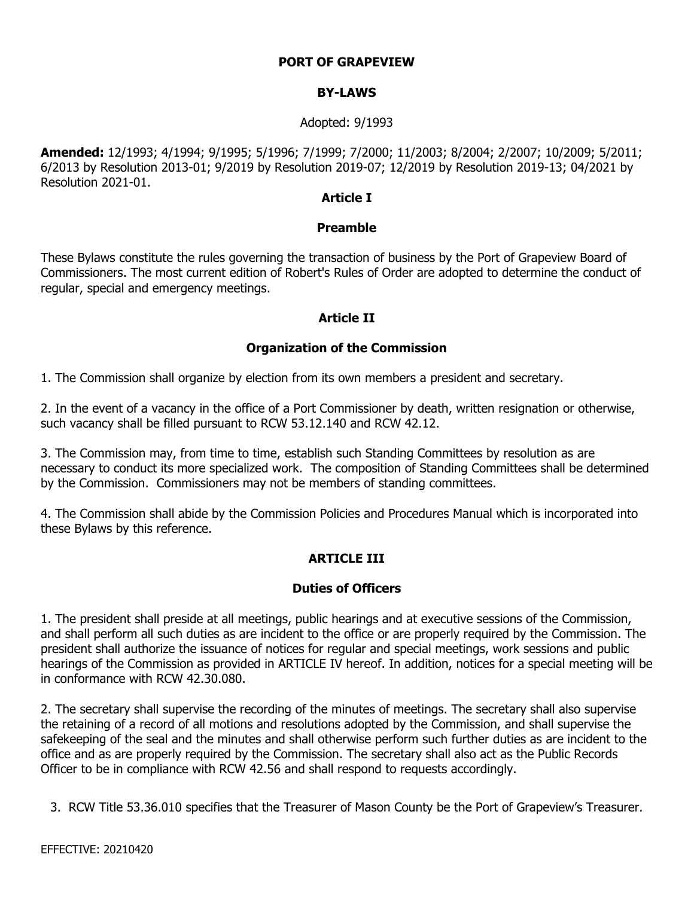# PORT OF GRAPEVIEW

## BY-LAWS

Adopted: 9/1993

**Amended:** 12/1993; 4/1994; 9/1995; 5/1996; 7/1999; 7/2000; 11/2003; 8/2004; 2/2007; 10/2009; 5/2011; 6/2013 by Resolution 2013-01; 9/2019 by Resolution 2019-07; 12/2019 by Resolution 2019-13; 04/2021 by Resolution 2021-01.

## Article I

### Preamble

These Bylaws constitute the rules governing the transaction of business by the Port of Grapeview Board of Commissioners. The most current edition of Robert's Rules of Order are adopted to determine the conduct of regular, special and emergency meetings.

## Article II

### Organization of the Commission

1. The Commission shall organize by election from its own members a president and secretary.

2. In the event of a vacancy in the office of a Port Commissioner by death, written resignation or otherwise, such vacancy shall be filled pursuant to RCW 53.12.140 and RCW 42.12.

3. The Commission may, from time to time, establish such Standing Committees by resolution as are necessary to conduct its more specialized work. The composition of Standing Committees shall be determined by the Commission. Commissioners may not be members of standing committees.

4. The Commission shall abide by the Commission Policies and Procedures Manual which is incorporated into these Bylaws by this reference.

## ARTICLE III

### Duties of Officers

1. The president shall preside at all meetings, public hearings and at executive sessions of the Commission, and shall perform all such duties as are incident to the office or are properly required by the Commission. The president shall authorize the issuance of notices for regular and special meetings, work sessions and public hearings of the Commission as provided in ARTICLE IV hereof. In addition, notices for a special meeting will be in conformance with RCW 42.30.080.

2. The secretary shall supervise the recording of the minutes of meetings. The secretary shall also supervise the retaining of a record of all motions and resolutions adopted by the Commission, and shall supervise the safekeeping of the seal and the minutes and shall otherwise perform such further duties as are incident to the office and as are properly required by the Commission. The secretary shall also act as the Public Records Officer to be in compliance with RCW 42.56 and shall respond to requests accordingly.

3. RCW Title 53.36.010 specifies that the Treasurer of Mason County be the Port of Grapeview's Treasurer.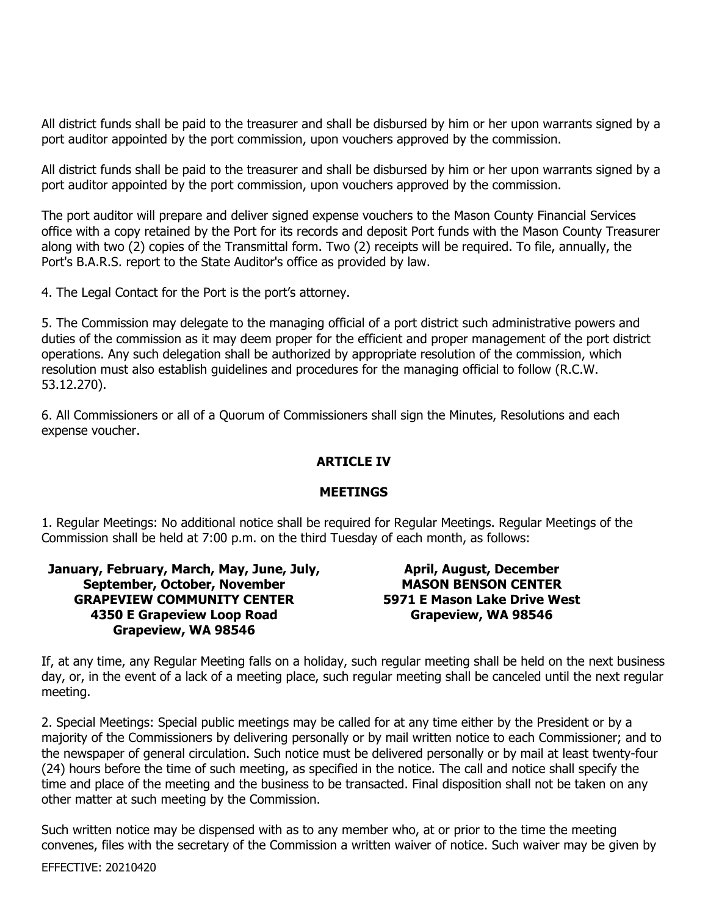All district funds shall be paid to the treasurer and shall be disbursed by him or her upon warrants signed by a port auditor appointed by the port commission, upon vouchers approved by the commission.

All district funds shall be paid to the treasurer and shall be disbursed by him or her upon warrants signed by a port auditor appointed by the port commission, upon vouchers approved by the commission.

The port auditor will prepare and deliver signed expense vouchers to the Mason County Financial Services office with a copy retained by the Port for its records and deposit Port funds with the Mason County Treasurer along with two (2) copies of the Transmittal form. Two (2) receipts will be required. To file, annually, the Port's B.A.R.S. report to the State Auditor's office as provided by law.

4. The Legal Contact for the Port is the port's attorney.

5. The Commission may delegate to the managing official of a port district such administrative powers and duties of the commission as it may deem proper for the efficient and proper management of the port district operations. Any such delegation shall be authorized by appropriate resolution of the commission, which resolution must also establish guidelines and procedures for the managing official to follow (R.C.W. 53.12.270).

6. All Commissioners or all of a Quorum of Commissioners shall sign the Minutes, Resolutions and each expense voucher.

## ARTICLE IV

## MEETINGS

1. Regular Meetings: No additional notice shall be required for Regular Meetings. Regular Meetings of the Commission shall be held at 7:00 p.m. on the third Tuesday of each month, as follows:

**January, February, March, May, June, July, September, October, November**
**GRAPEVIEW COMMUNITY CENTER**
**4350 E Grapeview Loop Road**
**Grapeview, WA 98546**

**April, August, December**
**MASON BENSON CENTER**
**5971 E Mason Lake Drive West**
**Grapeview, WA 98546**

If, at any time, any Regular Meeting falls on a holiday, such regular meeting shall be held on the next business day, or, in the event of a lack of a meeting place, such regular meeting shall be canceled until the next regular meeting.

2. Special Meetings: Special public meetings may be called for at any time either by the President or by a majority of the Commissioners by delivering personally or by mail written notice to each Commissioner; and to the newspaper of general circulation. Such notice must be delivered personally or by mail at least twenty-four (24) hours before the time of such meeting, as specified in the notice. The call and notice shall specify the time and place of the meeting and the business to be transacted. Final disposition shall not be taken on any other matter at such meeting by the Commission.

Such written notice may be dispensed with as to any member who, at or prior to the time the meeting convenes, files with the secretary of the Commission a written waiver of notice. Such waiver may be given by

EFFECTIVE: 20210420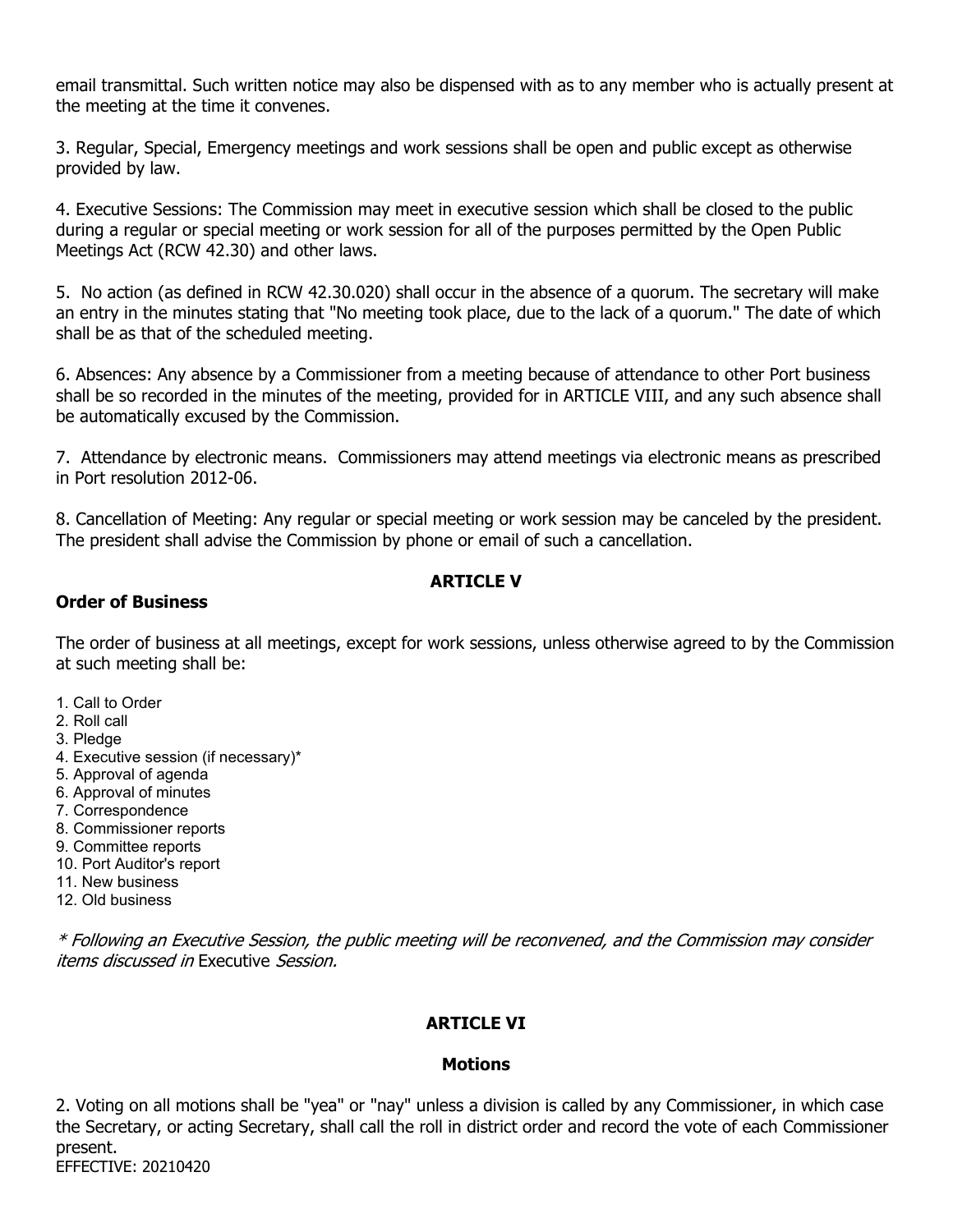email transmittal. Such written notice may also be dispensed with as to any member who is actually present at the meeting at the time it convenes.

3. Regular, Special, Emergency meetings and work sessions shall be open and public except as otherwise provided by law.

4. Executive Sessions: The Commission may meet in executive session which shall be closed to the public during a regular or special meeting or work session for all of the purposes permitted by the Open Public Meetings Act (RCW 42.30) and other laws.

5. No action (as defined in RCW 42.30.020) shall occur in the absence of a quorum. The secretary will make an entry in the minutes stating that "No meeting took place, due to the lack of a quorum." The date of which shall be as that of the scheduled meeting.

6. Absences: Any absence by a Commissioner from a meeting because of attendance to other Port business shall be so recorded in the minutes of the meeting, provided for in ARTICLE VIII, and any such absence shall be automatically excused by the Commission.

7. Attendance by electronic means. Commissioners may attend meetings via electronic means as prescribed in Port resolution 2012-06.

8. Cancellation of Meeting: Any regular or special meeting or work session may be canceled by the president. The president shall advise the Commission by phone or email of such a cancellation.

## ARTICLE V

**Order of Business**

The order of business at all meetings, except for work sessions, unless otherwise agreed to by the Commission at such meeting shall be:

1. Call to Order
2. Roll call
3. Pledge
4. Executive session (if necessary)*
5. Approval of agenda
6. Approval of minutes
7. Correspondence
8. Commissioner reports
9. Committee reports
10. Port Auditor's report
11. New business
12. Old business

*\* Following an Executive Session, the public meeting will be reconvened, and the Commission may consider items discussed in* Executive *Session.*

## ARTICLE VI

**Motions**

2. Voting on all motions shall be "yea" or "nay" unless a division is called by any Commissioner, in which case the Secretary, or acting Secretary, shall call the roll in district order and record the vote of each Commissioner present.

EFFECTIVE: 20210420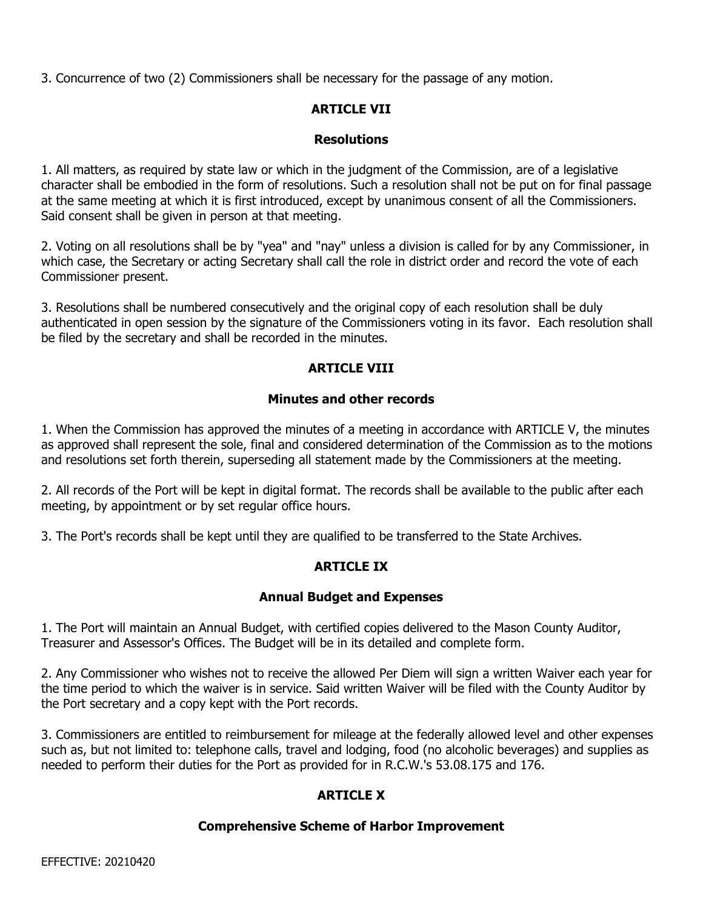3. Concurrence of two (2) Commissioners shall be necessary for the passage of any motion.

## ARTICLE VII

### Resolutions

1. All matters, as required by state law or which in the judgment of the Commission, are of a legislative character shall be embodied in the form of resolutions. Such a resolution shall not be put on for final passage at the same meeting at which it is first introduced, except by unanimous consent of all the Commissioners. Said consent shall be given in person at that meeting.

2. Voting on all resolutions shall be by "yea" and "nay" unless a division is called for by any Commissioner, in which case, the Secretary or acting Secretary shall call the role in district order and record the vote of each Commissioner present.

3. Resolutions shall be numbered consecutively and the original copy of each resolution shall be duly authenticated in open session by the signature of the Commissioners voting in its favor. Each resolution shall be filed by the secretary and shall be recorded in the minutes.

## ARTICLE VIII

### Minutes and other records

1. When the Commission has approved the minutes of a meeting in accordance with ARTICLE V, the minutes as approved shall represent the sole, final and considered determination of the Commission as to the motions and resolutions set forth therein, superseding all statement made by the Commissioners at the meeting.

2. All records of the Port will be kept in digital format. The records shall be available to the public after each meeting, by appointment or by set regular office hours.

3. The Port's records shall be kept until they are qualified to be transferred to the State Archives.

## ARTICLE IX

### Annual Budget and Expenses

1. The Port will maintain an Annual Budget, with certified copies delivered to the Mason County Auditor, Treasurer and Assessor's Offices. The Budget will be in its detailed and complete form.

2. Any Commissioner who wishes not to receive the allowed Per Diem will sign a written Waiver each year for the time period to which the waiver is in service. Said written Waiver will be filed with the County Auditor by the Port secretary and a copy kept with the Port records.

3. Commissioners are entitled to reimbursement for mileage at the federally allowed level and other expenses such as, but not limited to: telephone calls, travel and lodging, food (no alcoholic beverages) and supplies as needed to perform their duties for the Port as provided for in R.C.W.'s 53.08.175 and 176.

## ARTICLE X

### Comprehensive Scheme of Harbor Improvement

EFFECTIVE: 20210420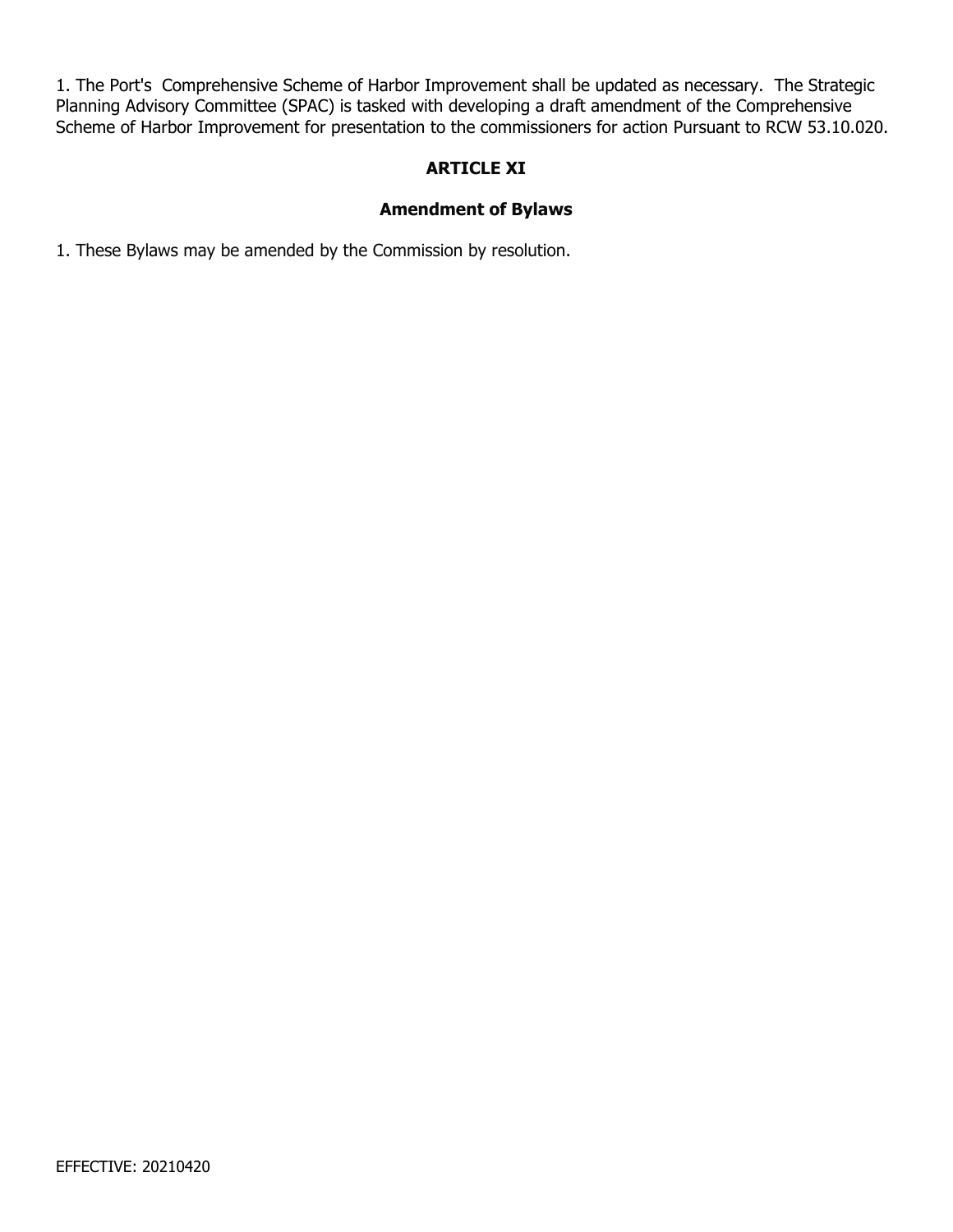1. The Port's Comprehensive Scheme of Harbor Improvement shall be updated as necessary. The Strategic Planning Advisory Committee (SPAC) is tasked with developing a draft amendment of the Comprehensive Scheme of Harbor Improvement for presentation to the commissioners for action Pursuant to RCW 53.10.020.

## ARTICLE XI

## Amendment of Bylaws

1. These Bylaws may be amended by the Commission by resolution.

EFFECTIVE: 20210420